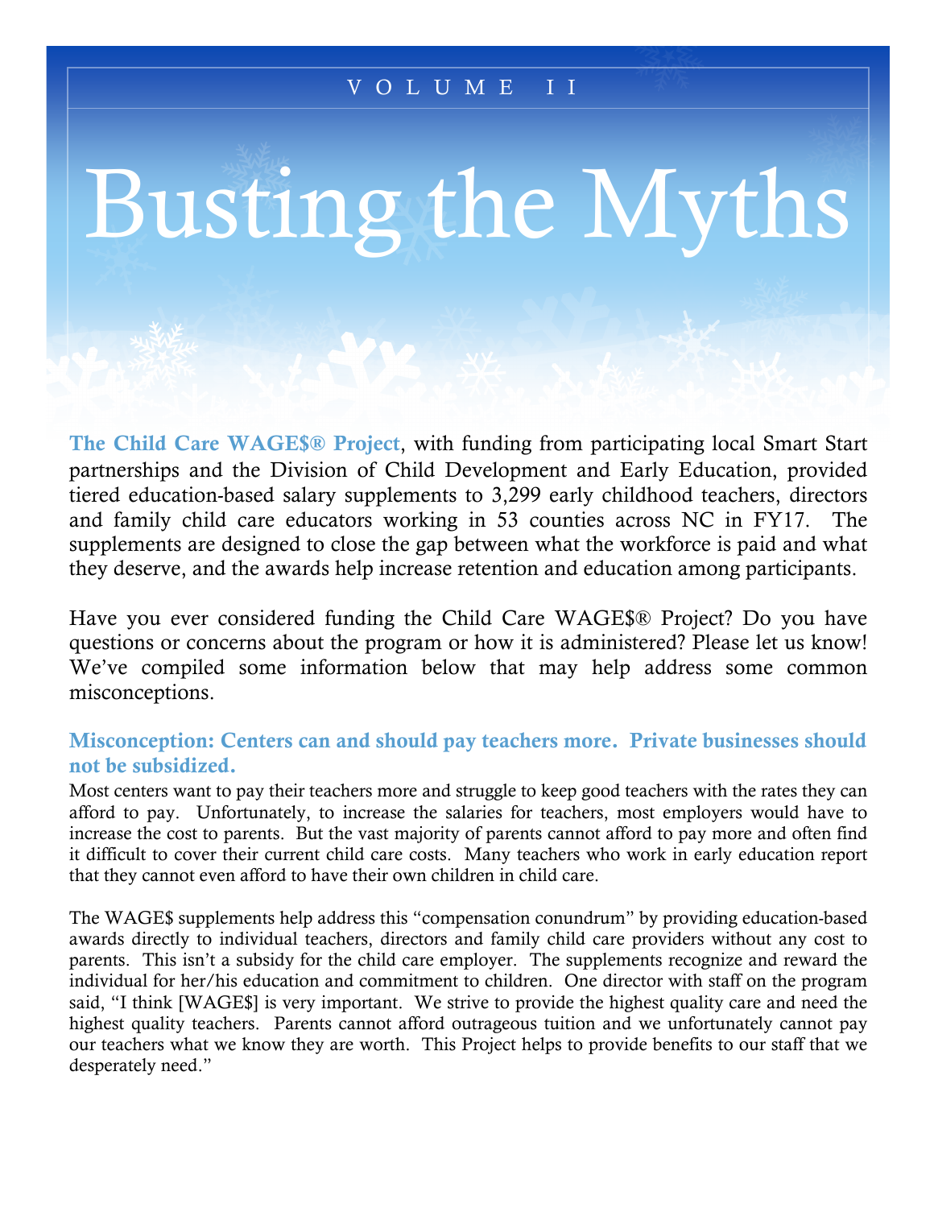VOLUME II

# Busting the Myths

**The Child Care WAGE$® Project**, with funding from participating local Smart Start partnerships and the Division of Child Development and Early Education, provided tiered education-based salary supplements to 3,299 early childhood teachers, directors and family child care educators working in 53 counties across NC in FY17. The supplements are designed to close the gap between what the workforce is paid and what they deserve, and the awards help increase retention and education among participants.

Have you ever considered funding the Child Care WAGE$® Project? Do you have questions or concerns about the program or how it is administered? Please let us know! We've compiled some information below that may help address some common misconceptions.

### Misconception: Centers can and should pay teachers more. Private businesses should not be subsidized.

Most centers want to pay their teachers more and struggle to keep good teachers with the rates they can afford to pay. Unfortunately, to increase the salaries for teachers, most employers would have to increase the cost to parents. But the vast majority of parents cannot afford to pay more and often find it difficult to cover their current child care costs. Many teachers who work in early education report that they cannot even afford to have their own children in child care.

The WAGE$ supplements help address this "compensation conundrum" by providing education-based awards directly to individual teachers, directors and family child care providers without any cost to parents. This isn't a subsidy for the child care employer. The supplements recognize and reward the individual for her/his education and commitment to children. One director with staff on the program said, "I think [WAGE$] is very important. We strive to provide the highest quality care and need the highest quality teachers. Parents cannot afford outrageous tuition and we unfortunately cannot pay our teachers what we know they are worth. This Project helps to provide benefits to our staff that we desperately need."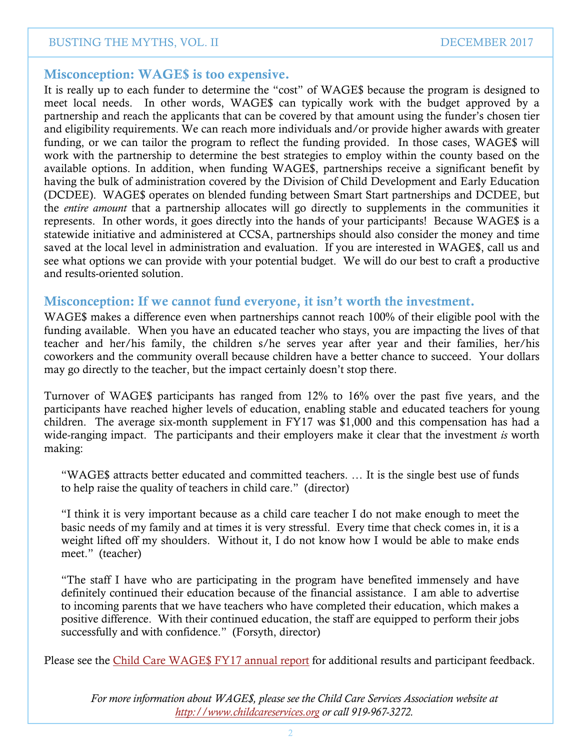## Misconception: WAGE$ is too expensive.

It is really up to each funder to determine the "cost" of WAGE$ because the program is designed to meet local needs. In other words, WAGE$ can typically work with the budget approved by a partnership and reach the applicants that can be covered by that amount using the funder's chosen tier and eligibility requirements. We can reach more individuals and/or provide higher awards with greater funding, or we can tailor the program to reflect the funding provided. In those cases, WAGE$ will work with the partnership to determine the best strategies to employ within the county based on the available options. In addition, when funding WAGE$, partnerships receive a significant benefit by having the bulk of administration covered by the Division of Child Development and Early Education (DCDEE). WAGE$ operates on blended funding between Smart Start partnerships and DCDEE, but the *entire amount* that a partnership allocates will go directly to supplements in the communities it represents. In other words, it goes directly into the hands of your participants! Because WAGE$ is a statewide initiative and administered at CCSA, partnerships should also consider the money and time saved at the local level in administration and evaluation. If you are interested in WAGE$, call us and see what options we can provide with your potential budget. We will do our best to craft a productive and results-oriented solution.

## Misconception: If we cannot fund everyone, it isn't worth the investment.

WAGE$ makes a difference even when partnerships cannot reach 100% of their eligible pool with the funding available. When you have an educated teacher who stays, you are impacting the lives of that teacher and her/his family, the children s/he serves year after year and their families, her/his coworkers and the community overall because children have a better chance to succeed. Your dollars may go directly to the teacher, but the impact certainly doesn't stop there.

Turnover of WAGE$ participants has ranged from 12% to 16% over the past five years, and the participants have reached higher levels of education, enabling stable and educated teachers for young children. The average six-month supplement in FY17 was $1,000 and this compensation has had a wide-ranging impact. The participants and their employers make it clear that the investment *is* worth making:

> "WAGE$ attracts better educated and committed teachers. … It is the single best use of funds to help raise the quality of teachers in child care." (director)

> "I think it is very important because as a child care teacher I do not make enough to meet the basic needs of my family and at times it is very stressful. Every time that check comes in, it is a weight lifted off my shoulders. Without it, I do not know how I would be able to make ends meet." (teacher)

> "The staff I have who are participating in the program have benefited immensely and have definitely continued their education because of the financial assistance. I am able to advertise to incoming parents that we have teachers who have completed their education, which makes a positive difference. With their continued education, the staff are equipped to perform their jobs successfully and with confidence." (Forsyth, director)

Please see the Child Care WAGE$ FY17 annual report for additional results and participant feedback.

*For more information about WAGE$, please see the Child Care Services Association website at http://www.childcareservices.org or call 919-967-3272.*